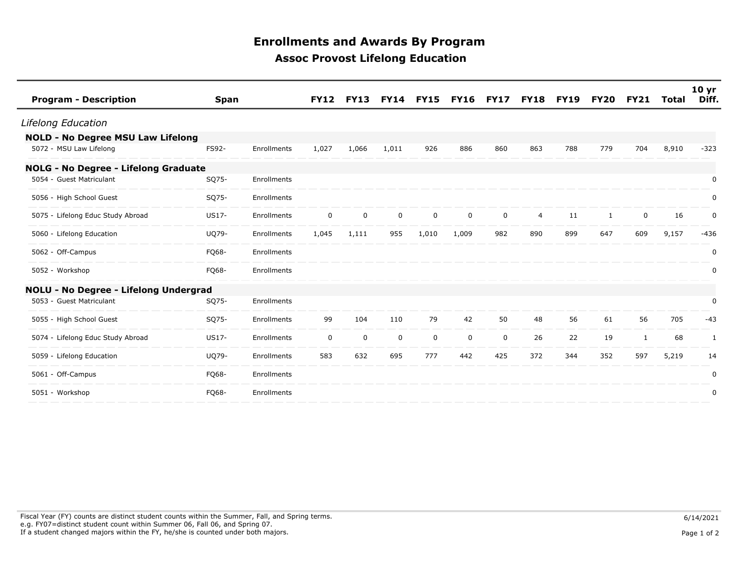# Enrollments and Awards By Program

## Assoc Provost Lifelong Education

| Program - Description | Span | | FY12 | FY13 | FY14 | FY15 | FY16 | FY17 | FY18 | FY19 | FY20 | FY21 | Total | 10 yr Diff. |
|---|---|---|---|---|---|---|---|---|---|---|---|---|---|---|
| *Lifelong Education* | | | | | | | | | | | | | | |
| **NOLD - No Degree MSU Law Lifelong** | | | | | | | | | | | | | | |
| 5072 - MSU Law Lifelong | FS92- | Enrollments | 1,027 | 1,066 | 1,011 | 926 | 886 | 860 | 863 | 788 | 779 | 704 | 8,910 | -323 |
| **NOLG - No Degree - Lifelong Graduate** | | | | | | | | | | | | | | |
| 5054 - Guest Matriculant | SQ75- | Enrollments | | | | | | | | | | | | 0 |
| 5056 - High School Guest | SQ75- | Enrollments | | | | | | | | | | | | 0 |
| 5075 - Lifelong Educ Study Abroad | US17- | Enrollments | 0 | 0 | 0 | 0 | 0 | 0 | 4 | 11 | 1 | 0 | 16 | 0 |
| 5060 - Lifelong Education | UQ79- | Enrollments | 1,045 | 1,111 | 955 | 1,010 | 1,009 | 982 | 890 | 899 | 647 | 609 | 9,157 | -436 |
| 5062 - Off-Campus | FQ68- | Enrollments | | | | | | | | | | | | 0 |
| 5052 - Workshop | FQ68- | Enrollments | | | | | | | | | | | | 0 |
| **NOLU - No Degree - Lifelong Undergrad** | | | | | | | | | | | | | | |
| 5053 - Guest Matriculant | SQ75- | Enrollments | | | | | | | | | | | | 0 |
| 5055 - High School Guest | SQ75- | Enrollments | 99 | 104 | 110 | 79 | 42 | 50 | 48 | 56 | 61 | 56 | 705 | -43 |
| 5074 - Lifelong Educ Study Abroad | US17- | Enrollments | 0 | 0 | 0 | 0 | 0 | 0 | 26 | 22 | 19 | 1 | 68 | 1 |
| 5059 - Lifelong Education | UQ79- | Enrollments | 583 | 632 | 695 | 777 | 442 | 425 | 372 | 344 | 352 | 597 | 5,219 | 14 |
| 5061 - Off-Campus | FQ68- | Enrollments | | | | | | | | | | | | 0 |
| 5051 - Workshop | FQ68- | Enrollments | | | | | | | | | | | | 0 |

Fiscal Year (FY) counts are distinct student counts within the Summer, Fall, and Spring terms.
e.g. FY07=distinct student count within Summer 06, Fall 06, and Spring 07.
If a student changed majors within the FY, he/she is counted under both majors.

6/14/2021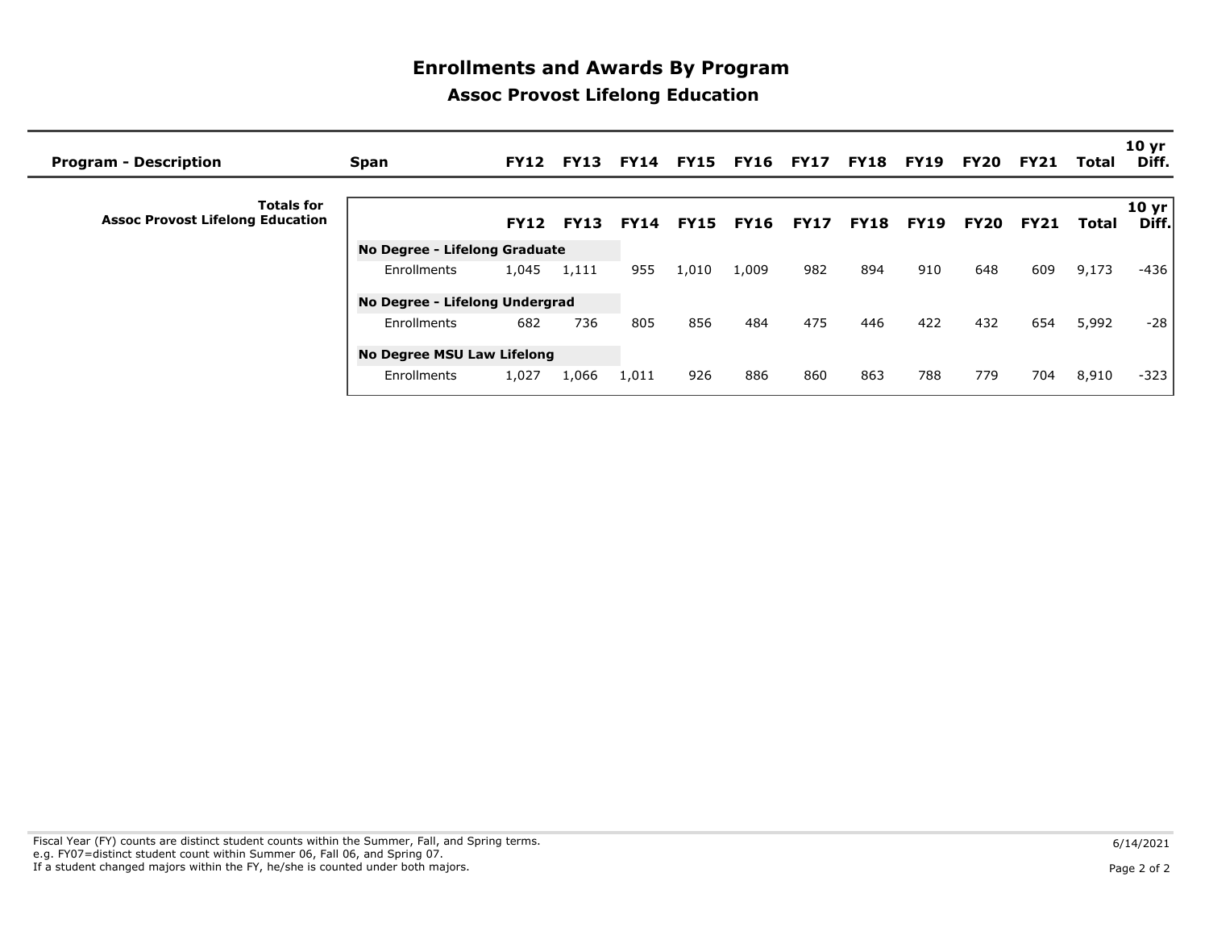# Enrollments and Awards By Program

## Assoc Provost Lifelong Education

| Program - Description | Span | FY12 | FY13 | FY14 | FY15 | FY16 | FY17 | FY18 | FY19 | FY20 | FY21 | Total | 10 yr Diff. |
|---|---|---|---|---|---|---|---|---|---|---|---|---|---|
| **Totals for Assoc Provost Lifelong Education** | | | | | | | | | | | | | |
| | **No Degree - Lifelong Graduate** | | | | | | | | | | | | |
| | Enrollments | 1,045 | 1,111 | 955 | 1,010 | 1,009 | 982 | 894 | 910 | 648 | 609 | 9,173 | -436 |
| | **No Degree - Lifelong Undergrad** | | | | | | | | | | | | |
| | Enrollments | 682 | 736 | 805 | 856 | 484 | 475 | 446 | 422 | 432 | 654 | 5,992 | -28 |
| | **No Degree MSU Law Lifelong** | | | | | | | | | | | | |
| | Enrollments | 1,027 | 1,066 | 1,011 | 926 | 886 | 860 | 863 | 788 | 779 | 704 | 8,910 | -323 |

Fiscal Year (FY) counts are distinct student counts within the Summer, Fall, and Spring terms.
e.g. FY07=distinct student count within Summer 06, Fall 06, and Spring 07.
If a student changed majors within the FY, he/she is counted under both majors.

6/14/2021